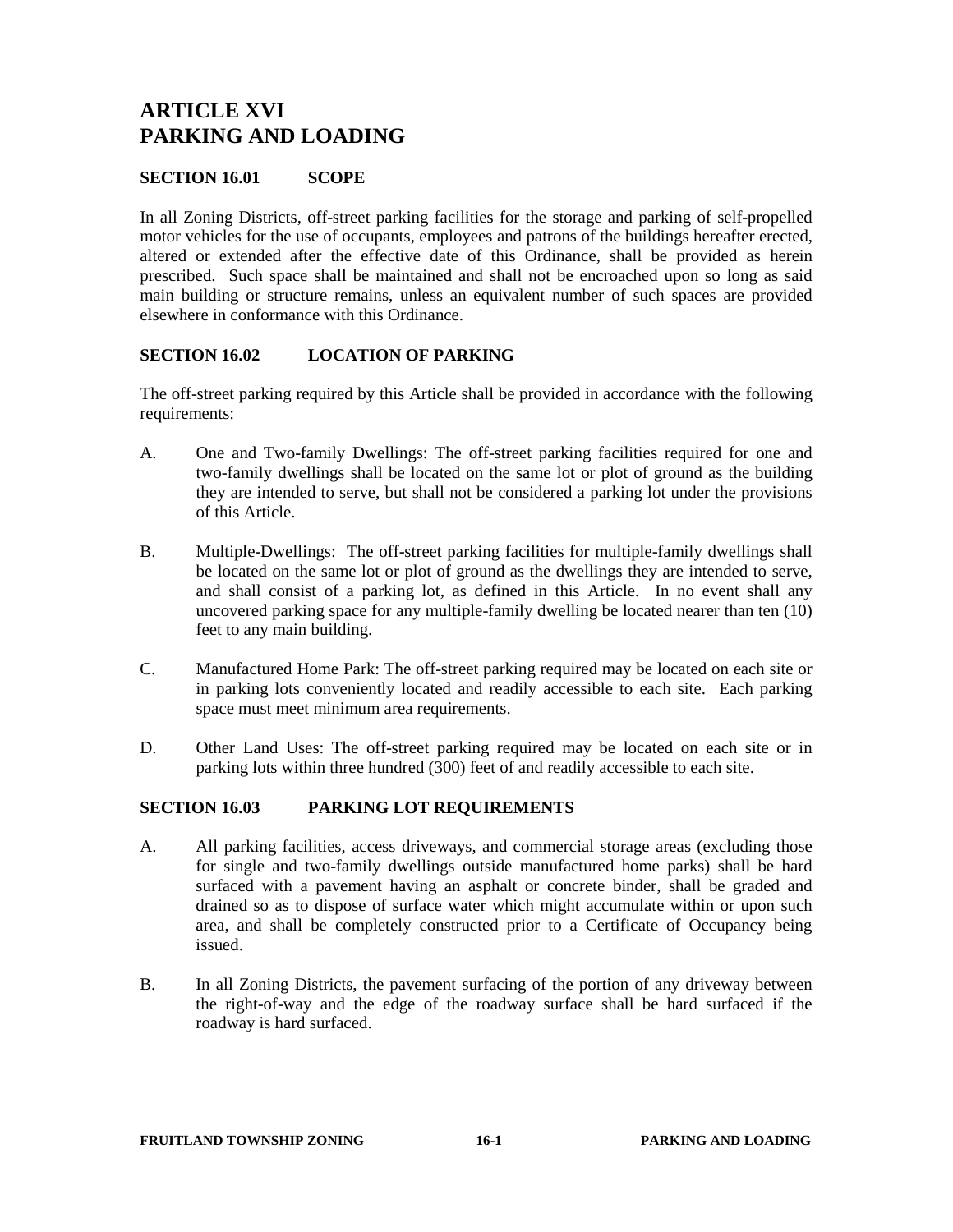# ARTICLE XVI
# PARKING AND LOADING

## SECTION 16.01 SCOPE

In all Zoning Districts, off-street parking facilities for the storage and parking of self-propelled motor vehicles for the use of occupants, employees and patrons of the buildings hereafter erected, altered or extended after the effective date of this Ordinance, shall be provided as herein prescribed. Such space shall be maintained and shall not be encroached upon so long as said main building or structure remains, unless an equivalent number of such spaces are provided elsewhere in conformance with this Ordinance.

## SECTION 16.02 LOCATION OF PARKING

The off-street parking required by this Article shall be provided in accordance with the following requirements:

A. One and Two-family Dwellings: The off-street parking facilities required for one and two-family dwellings shall be located on the same lot or plot of ground as the building they are intended to serve, but shall not be considered a parking lot under the provisions of this Article.

B. Multiple-Dwellings: The off-street parking facilities for multiple-family dwellings shall be located on the same lot or plot of ground as the dwellings they are intended to serve, and shall consist of a parking lot, as defined in this Article. In no event shall any uncovered parking space for any multiple-family dwelling be located nearer than ten (10) feet to any main building.

C. Manufactured Home Park: The off-street parking required may be located on each site or in parking lots conveniently located and readily accessible to each site. Each parking space must meet minimum area requirements.

D. Other Land Uses: The off-street parking required may be located on each site or in parking lots within three hundred (300) feet of and readily accessible to each site.

## SECTION 16.03 PARKING LOT REQUIREMENTS

A. All parking facilities, access driveways, and commercial storage areas (excluding those for single and two-family dwellings outside manufactured home parks) shall be hard surfaced with a pavement having an asphalt or concrete binder, shall be graded and drained so as to dispose of surface water which might accumulate within or upon such area, and shall be completely constructed prior to a Certificate of Occupancy being issued.

B. In all Zoning Districts, the pavement surfacing of the portion of any driveway between the right-of-way and the edge of the roadway surface shall be hard surfaced if the roadway is hard surfaced.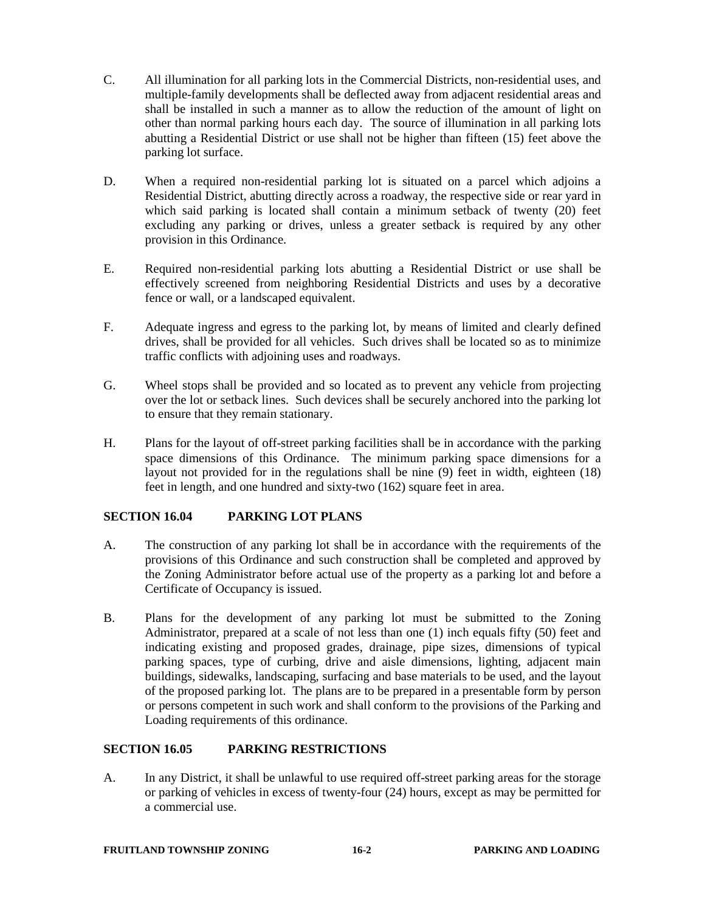C. All illumination for all parking lots in the Commercial Districts, non-residential uses, and multiple-family developments shall be deflected away from adjacent residential areas and shall be installed in such a manner as to allow the reduction of the amount of light on other than normal parking hours each day. The source of illumination in all parking lots abutting a Residential District or use shall not be higher than fifteen (15) feet above the parking lot surface.

D. When a required non-residential parking lot is situated on a parcel which adjoins a Residential District, abutting directly across a roadway, the respective side or rear yard in which said parking is located shall contain a minimum setback of twenty (20) feet excluding any parking or drives, unless a greater setback is required by any other provision in this Ordinance.

E. Required non-residential parking lots abutting a Residential District or use shall be effectively screened from neighboring Residential Districts and uses by a decorative fence or wall, or a landscaped equivalent.

F. Adequate ingress and egress to the parking lot, by means of limited and clearly defined drives, shall be provided for all vehicles. Such drives shall be located so as to minimize traffic conflicts with adjoining uses and roadways.

G. Wheel stops shall be provided and so located as to prevent any vehicle from projecting over the lot or setback lines. Such devices shall be securely anchored into the parking lot to ensure that they remain stationary.

H. Plans for the layout of off-street parking facilities shall be in accordance with the parking space dimensions of this Ordinance. The minimum parking space dimensions for a layout not provided for in the regulations shall be nine (9) feet in width, eighteen (18) feet in length, and one hundred and sixty-two (162) square feet in area.

## SECTION 16.04 PARKING LOT PLANS

A. The construction of any parking lot shall be in accordance with the requirements of the provisions of this Ordinance and such construction shall be completed and approved by the Zoning Administrator before actual use of the property as a parking lot and before a Certificate of Occupancy is issued.

B. Plans for the development of any parking lot must be submitted to the Zoning Administrator, prepared at a scale of not less than one (1) inch equals fifty (50) feet and indicating existing and proposed grades, drainage, pipe sizes, dimensions of typical parking spaces, type of curbing, drive and aisle dimensions, lighting, adjacent main buildings, sidewalks, landscaping, surfacing and base materials to be used, and the layout of the proposed parking lot. The plans are to be prepared in a presentable form by person or persons competent in such work and shall conform to the provisions of the Parking and Loading requirements of this ordinance.

## SECTION 16.05 PARKING RESTRICTIONS

A. In any District, it shall be unlawful to use required off-street parking areas for the storage or parking of vehicles in excess of twenty-four (24) hours, except as may be permitted for a commercial use.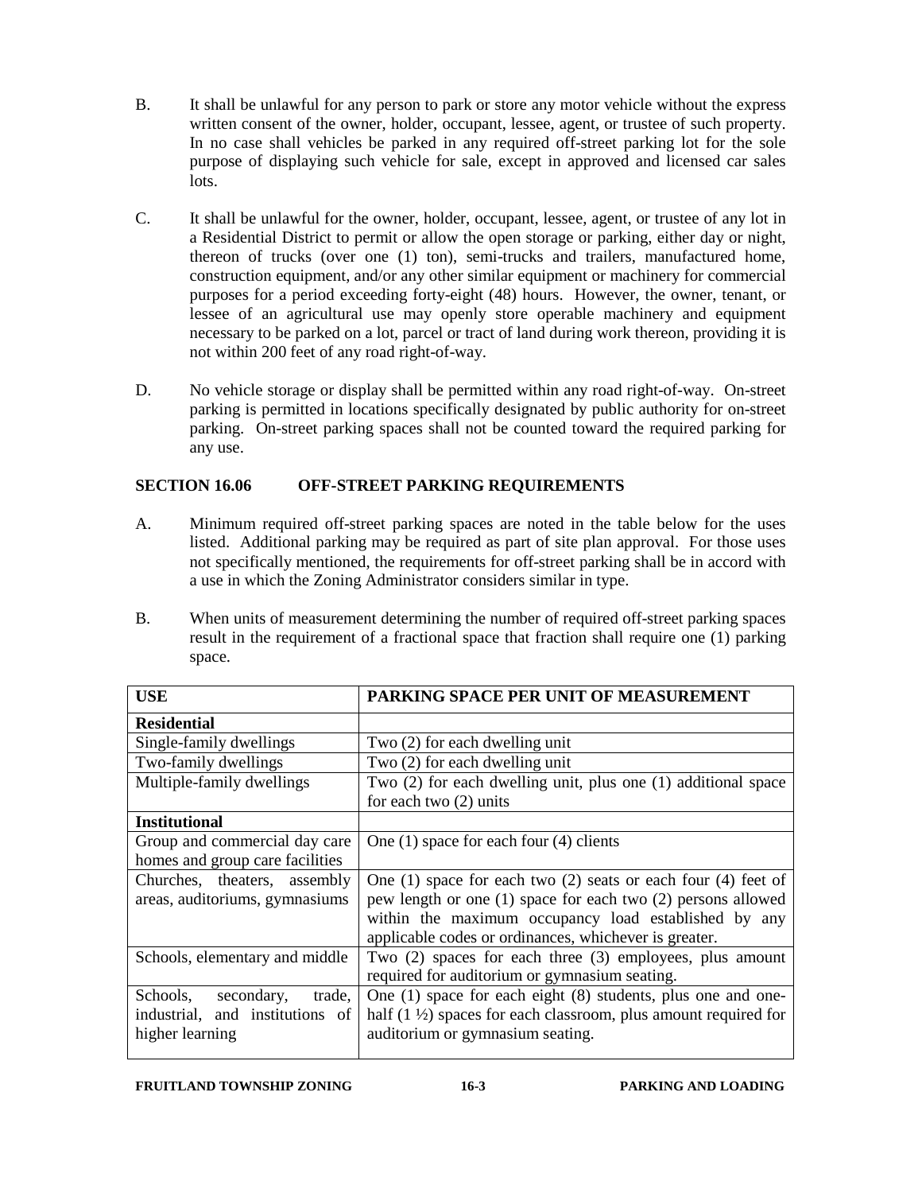B. It shall be unlawful for any person to park or store any motor vehicle without the express written consent of the owner, holder, occupant, lessee, agent, or trustee of such property. In no case shall vehicles be parked in any required off-street parking lot for the sole purpose of displaying such vehicle for sale, except in approved and licensed car sales lots.

C. It shall be unlawful for the owner, holder, occupant, lessee, agent, or trustee of any lot in a Residential District to permit or allow the open storage or parking, either day or night, thereon of trucks (over one (1) ton), semi-trucks and trailers, manufactured home, construction equipment, and/or any other similar equipment or machinery for commercial purposes for a period exceeding forty-eight (48) hours. However, the owner, tenant, or lessee of an agricultural use may openly store operable machinery and equipment necessary to be parked on a lot, parcel or tract of land during work thereon, providing it is not within 200 feet of any road right-of-way.

D. No vehicle storage or display shall be permitted within any road right-of-way. On-street parking is permitted in locations specifically designated by public authority for on-street parking. On-street parking spaces shall not be counted toward the required parking for any use.

## SECTION 16.06 OFF-STREET PARKING REQUIREMENTS

A. Minimum required off-street parking spaces are noted in the table below for the uses listed. Additional parking may be required as part of site plan approval. For those uses not specifically mentioned, the requirements for off-street parking shall be in accord with a use in which the Zoning Administrator considers similar in type.

B. When units of measurement determining the number of required off-street parking spaces result in the requirement of a fractional space that fraction shall require one (1) parking space.

| USE | PARKING SPACE PER UNIT OF MEASUREMENT |
|---|---|
| **Residential** | |
| Single-family dwellings | Two (2) for each dwelling unit |
| Two-family dwellings | Two (2) for each dwelling unit |
| Multiple-family dwellings | Two (2) for each dwelling unit, plus one (1) additional space for each two (2) units |
| **Institutional** | |
| Group and commercial day care homes and group care facilities | One (1) space for each four (4) clients |
| Churches, theaters, assembly areas, auditoriums, gymnasiums | One (1) space for each two (2) seats or each four (4) feet of pew length or one (1) space for each two (2) persons allowed within the maximum occupancy load established by any applicable codes or ordinances, whichever is greater. |
| Schools, elementary and middle | Two (2) spaces for each three (3) employees, plus amount required for auditorium or gymnasium seating. |
| Schools, secondary, trade, industrial, and institutions of higher learning | One (1) space for each eight (8) students, plus one and one-half (1 ½) spaces for each classroom, plus amount required for auditorium or gymnasium seating. |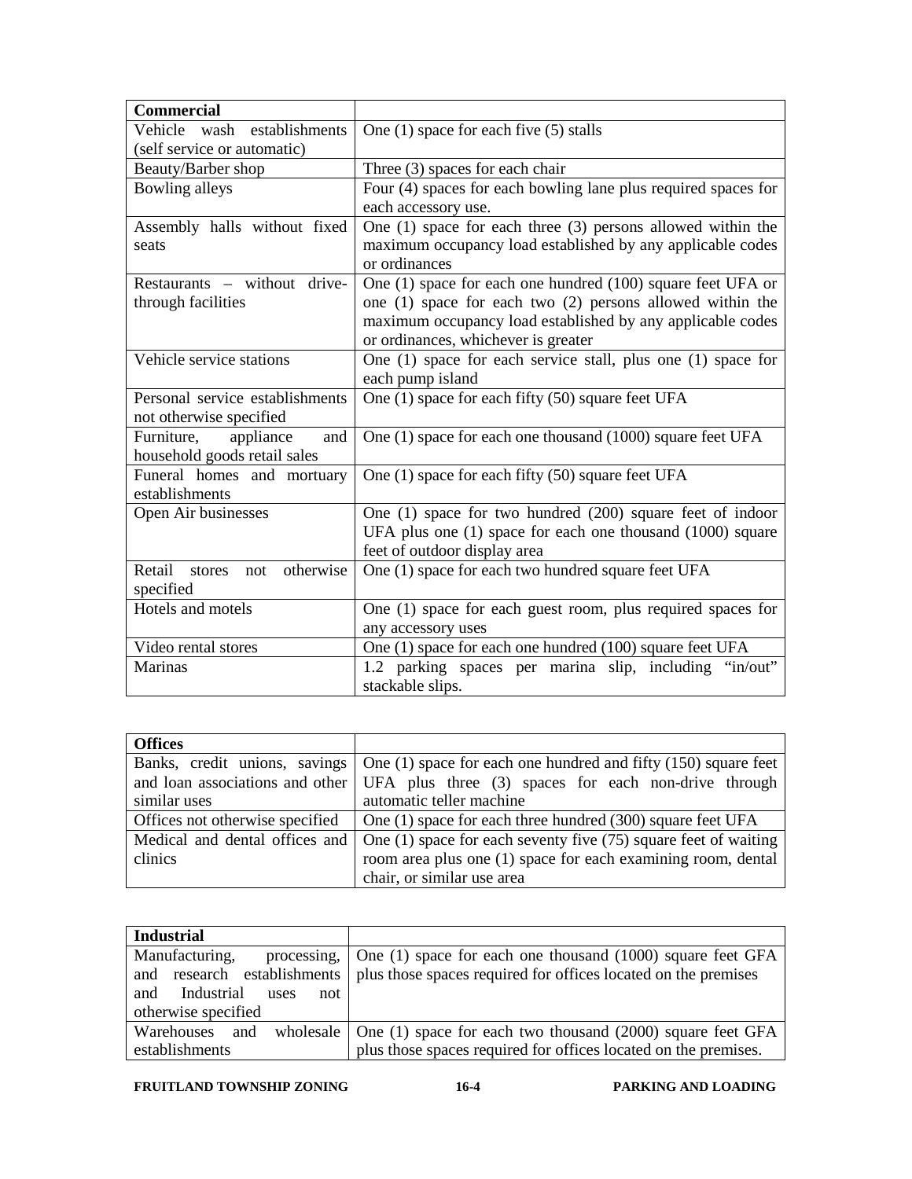| **Commercial** | |
|---|---|
| Vehicle wash establishments (self service or automatic) | One (1) space for each five (5) stalls |
| Beauty/Barber shop | Three (3) spaces for each chair |
| Bowling alleys | Four (4) spaces for each bowling lane plus required spaces for each accessory use. |
| Assembly halls without fixed seats | One (1) space for each three (3) persons allowed within the maximum occupancy load established by any applicable codes or ordinances |
| Restaurants – without drive-through facilities | One (1) space for each one hundred (100) square feet UFA or one (1) space for each two (2) persons allowed within the maximum occupancy load established by any applicable codes or ordinances, whichever is greater |
| Vehicle service stations | One (1) space for each service stall, plus one (1) space for each pump island |
| Personal service establishments not otherwise specified | One (1) space for each fifty (50) square feet UFA |
| Furniture, appliance and household goods retail sales | One (1) space for each one thousand (1000) square feet UFA |
| Funeral homes and mortuary establishments | One (1) space for each fifty (50) square feet UFA |
| Open Air businesses | One (1) space for two hundred (200) square feet of indoor UFA plus one (1) space for each one thousand (1000) square feet of outdoor display area |
| Retail stores not otherwise specified | One (1) space for each two hundred square feet UFA |
| Hotels and motels | One (1) space for each guest room, plus required spaces for any accessory uses |
| Video rental stores | One (1) space for each one hundred (100) square feet UFA |
| Marinas | 1.2 parking spaces per marina slip, including "in/out" stackable slips. |

| **Offices** | |
|---|---|
| Banks, credit unions, savings and loan associations and other similar uses | One (1) space for each one hundred and fifty (150) square feet UFA plus three (3) spaces for each non-drive through automatic teller machine |
| Offices not otherwise specified | One (1) space for each three hundred (300) square feet UFA |
| Medical and dental offices and clinics | One (1) space for each seventy five (75) square feet of waiting room area plus one (1) space for each examining room, dental chair, or similar use area |

| **Industrial** | |
|---|---|
| Manufacturing, processing, and research establishments and Industrial uses not otherwise specified | One (1) space for each one thousand (1000) square feet GFA plus those spaces required for offices located on the premises |
| Warehouses and wholesale establishments | One (1) space for each two thousand (2000) square feet GFA plus those spaces required for offices located on the premises. |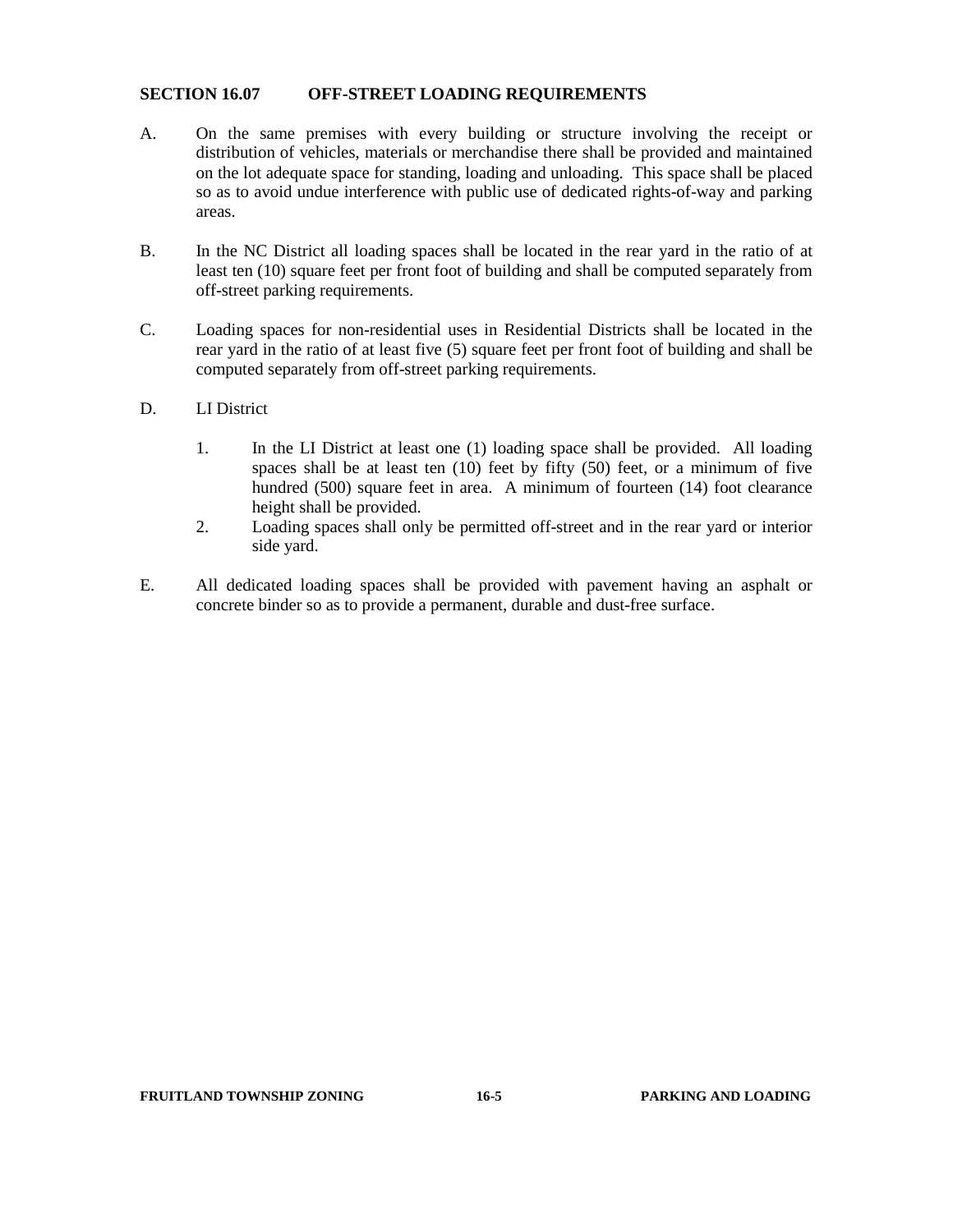## SECTION 16.07 OFF-STREET LOADING REQUIREMENTS

A. On the same premises with every building or structure involving the receipt or distribution of vehicles, materials or merchandise there shall be provided and maintained on the lot adequate space for standing, loading and unloading. This space shall be placed so as to avoid undue interference with public use of dedicated rights-of-way and parking areas.

B. In the NC District all loading spaces shall be located in the rear yard in the ratio of at least ten (10) square feet per front foot of building and shall be computed separately from off-street parking requirements.

C. Loading spaces for non-residential uses in Residential Districts shall be located in the rear yard in the ratio of at least five (5) square feet per front foot of building and shall be computed separately from off-street parking requirements.

D. LI District

1. In the LI District at least one (1) loading space shall be provided. All loading spaces shall be at least ten (10) feet by fifty (50) feet, or a minimum of five hundred (500) square feet in area. A minimum of fourteen (14) foot clearance height shall be provided.
2. Loading spaces shall only be permitted off-street and in the rear yard or interior side yard.

E. All dedicated loading spaces shall be provided with pavement having an asphalt or concrete binder so as to provide a permanent, durable and dust-free surface.